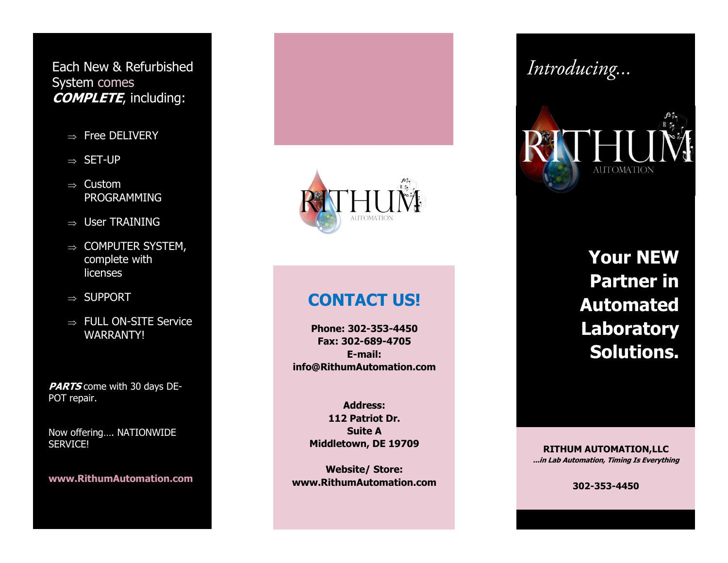Each New & Refurbished System comes ***COMPLETE***, including:

- ⇒ Free DELIVERY
- ⇒ SET-UP
- ⇒ Custom PROGRAMMING
- ⇒ User TRAINING
- ⇒ COMPUTER SYSTEM, complete with licenses
- ⇒ SUPPORT
- ⇒ FULL ON-SITE Service WARRANTY!

***PARTS*** come with 30 days DE-POT repair.

Now offering…. NATIONWIDE SERVICE!

**www.RithumAutomation.com**

RITHUM AUTOMATION

## CONTACT US!

**Phone: 302-353-4450**
**Fax: 302-689-4705**
**E-mail:**
**info@RithumAutomation.com**

**Address:**
**112 Patriot Dr.**
**Suite A**
**Middletown, DE 19709**

**Website/ Store:**
**www.RithumAutomation.com**

*Introducing…*

RITHUM AUTOMATION

# Your NEW Partner in Automated Laboratory Solutions.

**RITHUM AUTOMATION,LLC**
***…in Lab Automation, Timing Is Everything***

**302-353-4450**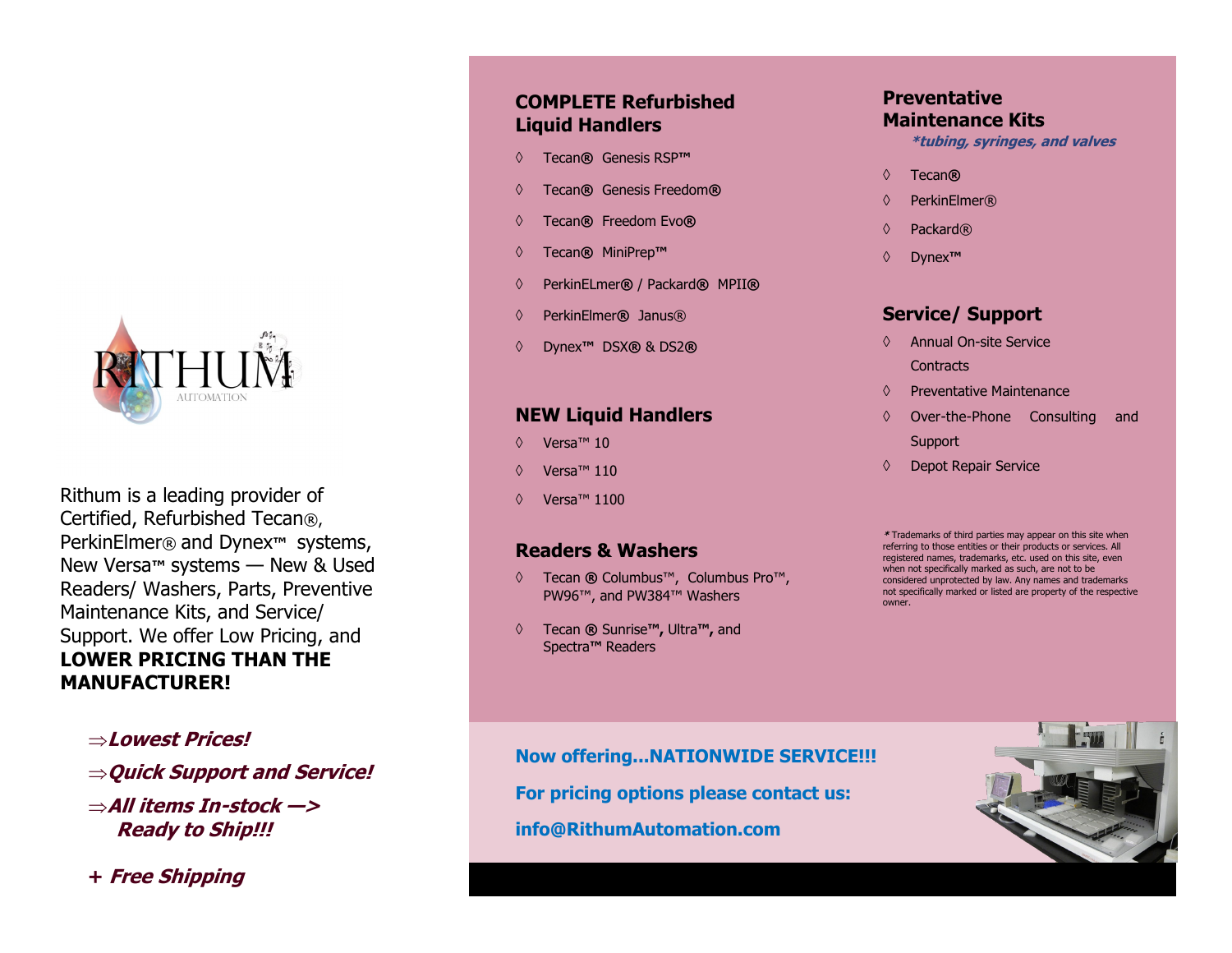Rithum is a leading provider of Certified, Refurbished Tecan®, PerkinElmer® and Dynex™ systems, New Versa™ systems — New & Used Readers/ Washers, Parts, Preventive Maintenance Kits, and Service/ Support. We offer Low Pricing, and **LOWER PRICING THAN THE MANUFACTURER!**

⇒***Lowest Prices!***

⇒***Quick Support and Service!***

⇒***All items In-stock —> Ready to Ship!!!***

***+ Free Shipping***

## COMPLETE Refurbished Liquid Handlers

- Tecan® Genesis RSP™
- Tecan® Genesis Freedom®
- Tecan® Freedom Evo®
- Tecan® MiniPrep™
- PerkinELmer® / Packard® MPII®
- PerkinElmer® Janus®
- Dynex™ DSX® & DS2®

## NEW Liquid Handlers

- Versa™ 10
- Versa™ 110
- Versa™ 1100

## Readers & Washers

- Tecan ® Columbus™, Columbus Pro™, PW96™, and PW384™ Washers
- Tecan ® Sunrise™, Ultra™, and Spectra™ Readers

## Preventative Maintenance Kits

***tubing, syringes, and valves*

- Tecan®
- PerkinElmer®
- Packard®
- Dynex™

## Service/ Support

- Annual On-site Service Contracts
- Preventative Maintenance
- Over-the-Phone Consulting and Support
- Depot Repair Service

***** Trademarks of third parties may appear on this site when referring to those entities or their products or services. All registered names, trademarks, etc. used on this site, even when not specifically marked as such, are not to be considered unprotected by law. Any names and trademarks not specifically marked or listed are property of the respective owner.

**Now offering...NATIONWIDE SERVICE!!!**

**For pricing options please contact us:**

**info@RithumAutomation.com**